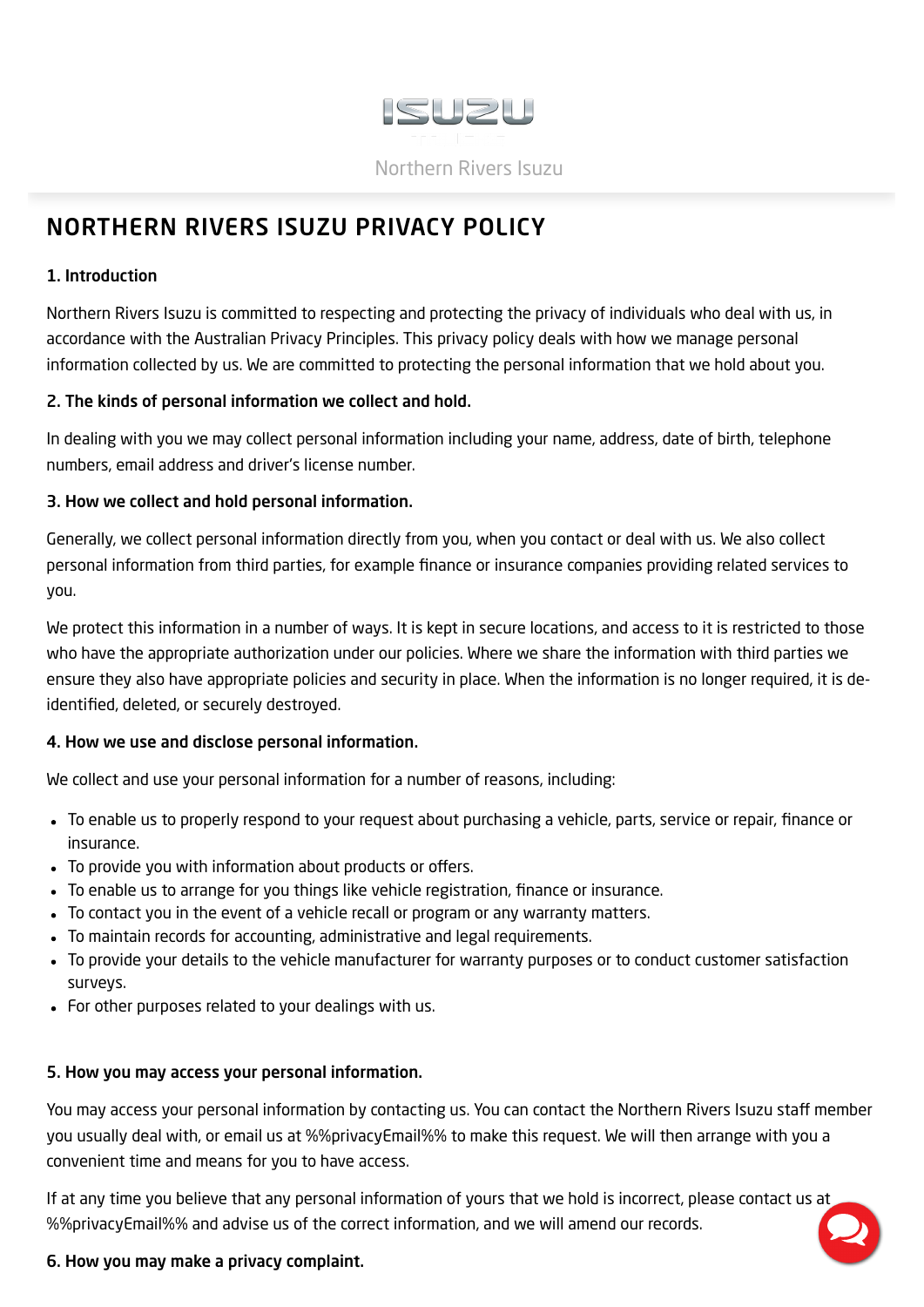Northern Rivers Isuzu

# NORTHERN RIVERS ISUZU PRIVACY POLICY

**1. Introduction**

Northern Rivers Isuzu is committed to respecting and protecting the privacy of individuals who deal with us, in accordance with the Australian Privacy Principles. This privacy policy deals with how we manage personal information collected by us. We are committed to protecting the personal information that we hold about you.

**2. The kinds of personal information we collect and hold.**

In dealing with you we may collect personal information including your name, address, date of birth, telephone numbers, email address and driver's license number.

**3. How we collect and hold personal information.**

Generally, we collect personal information directly from you, when you contact or deal with us. We also collect personal information from third parties, for example finance or insurance companies providing related services to you.

We protect this information in a number of ways. It is kept in secure locations, and access to it is restricted to those who have the appropriate authorization under our policies. Where we share the information with third parties we ensure they also have appropriate policies and security in place. When the information is no longer required, it is de-identified, deleted, or securely destroyed.

**4. How we use and disclose personal information.**

We collect and use your personal information for a number of reasons, including:

- To enable us to properly respond to your request about purchasing a vehicle, parts, service or repair, finance or insurance.
- To provide you with information about products or offers.
- To enable us to arrange for you things like vehicle registration, finance or insurance.
- To contact you in the event of a vehicle recall or program or any warranty matters.
- To maintain records for accounting, administrative and legal requirements.
- To provide your details to the vehicle manufacturer for warranty purposes or to conduct customer satisfaction surveys.
- For other purposes related to your dealings with us.

**5. How you may access your personal information.**

You may access your personal information by contacting us. You can contact the Northern Rivers Isuzu staff member you usually deal with, or email us at %%privacyEmail%% to make this request. We will then arrange with you a convenient time and means for you to have access.

If at any time you believe that any personal information of yours that we hold is incorrect, please contact us at %%privacyEmail%% and advise us of the correct information, and we will amend our records.

**6. How you may make a privacy complaint.**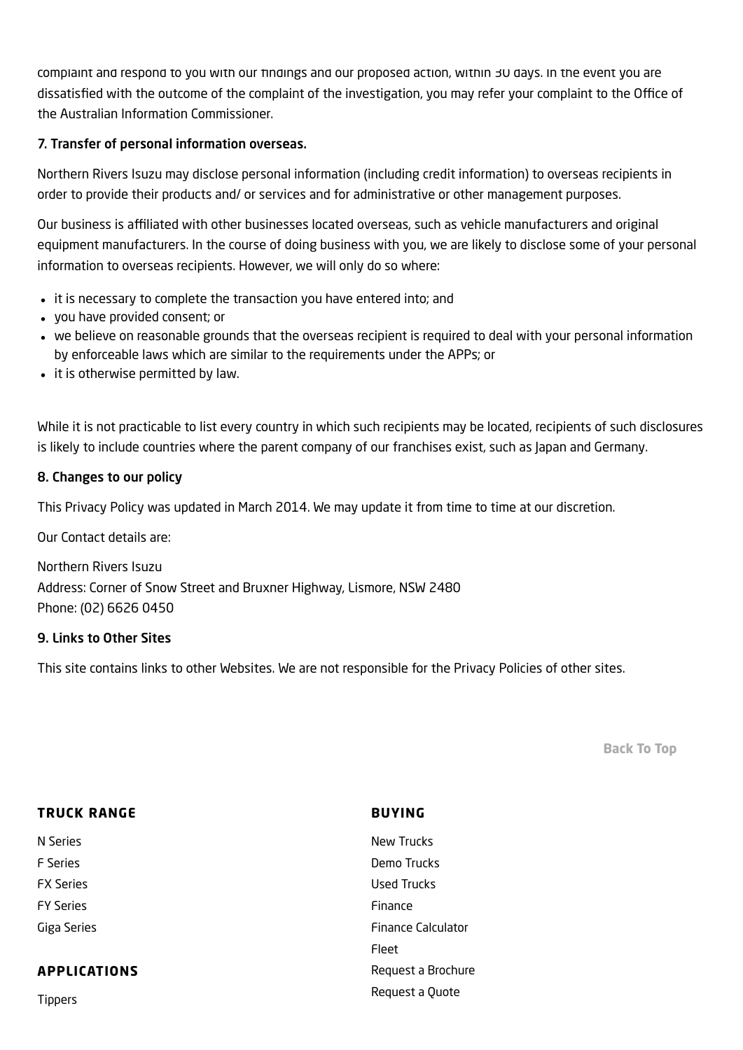complaint and respond to you with our findings and our proposed action, within 30 days. In the event you are dissatisfied with the outcome of the complaint of the investigation, you may refer your complaint to the Office of the Australian Information Commissioner.

### 7. Transfer of personal information overseas.

Northern Rivers Isuzu may disclose personal information (including credit information) to overseas recipients in order to provide their products and/ or services and for administrative or other management purposes.

Our business is affiliated with other businesses located overseas, such as vehicle manufacturers and original equipment manufacturers. In the course of doing business with you, we are likely to disclose some of your personal information to overseas recipients. However, we will only do so where:

- it is necessary to complete the transaction you have entered into; and
- you have provided consent; or
- we believe on reasonable grounds that the overseas recipient is required to deal with your personal information by enforceable laws which are similar to the requirements under the APPs; or
- it is otherwise permitted by law.

While it is not practicable to list every country in which such recipients may be located, recipients of such disclosures is likely to include countries where the parent company of our franchises exist, such as Japan and Germany.

### 8. Changes to our policy

This Privacy Policy was updated in March 2014. We may update it from time to time at our discretion.

Our Contact details are:

Northern Rivers Isuzu
Address: Corner of Snow Street and Bruxner Highway, Lismore, NSW 2480
Phone: (02) 6626 0450

### 9. Links to Other Sites

This site contains links to other Websites. We are not responsible for the Privacy Policies of other sites.

Back To Top

**TRUCK RANGE**

N Series
F Series
FX Series
FY Series
Giga Series

**APPLICATIONS**

Tippers

**BUYING**

New Trucks
Demo Trucks
Used Trucks
Finance
Finance Calculator
Fleet
Request a Brochure
Request a Quote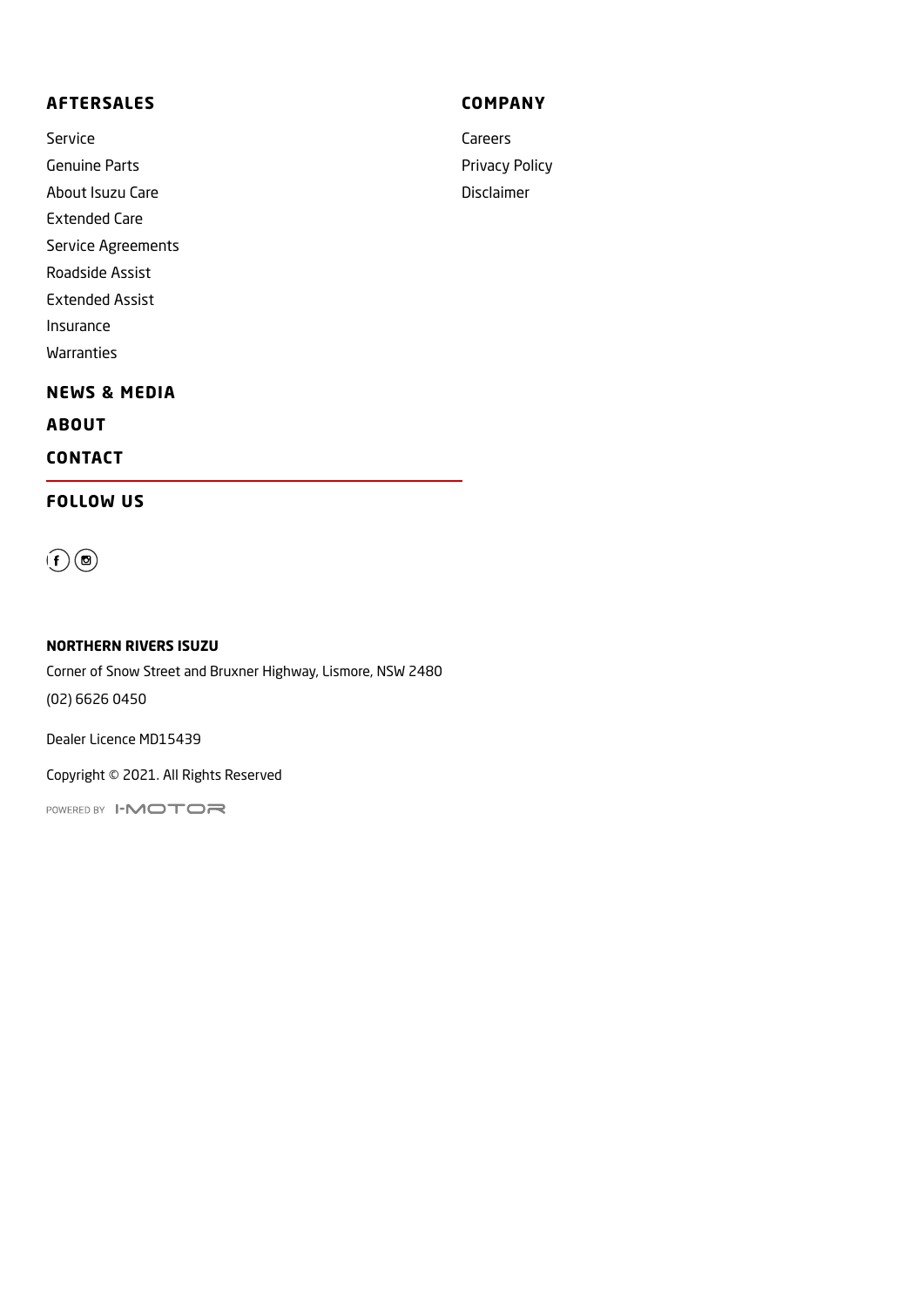## AFTERSALES

- Service
- Genuine Parts
- About Isuzu Care
- Extended Care
- Service Agreements
- Roadside Assist
- Extended Assist
- Insurance
- Warranties

## COMPANY

- Careers
- Privacy Policy
- Disclaimer

## NEWS & MEDIA

## ABOUT

## CONTACT

---

## FOLLOW US

**NORTHERN RIVERS ISUZU**

Corner of Snow Street and Bruxner Highway, Lismore, NSW 2480

(02) 6626 0450

Dealer Licence MD15439

Copyright © 2021. All Rights Reserved

POWERED BY I-MOTOR